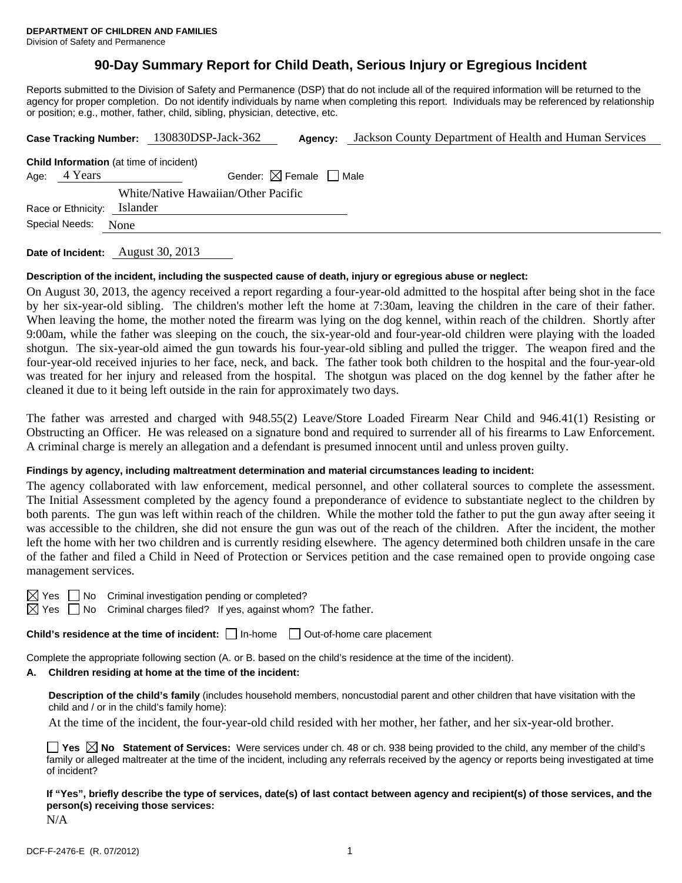**DEPARTMENT OF CHILDREN AND FAMILIES**
Division of Safety and Permanence

# 90-Day Summary Report for Child Death, Serious Injury or Egregious Incident

Reports submitted to the Division of Safety and Permanence (DSP) that do not include all of the required information will be returned to the agency for proper completion. Do not identify individuals by name when completing this report. Individuals may be referenced by relationship or position; e.g., mother, father, child, sibling, physician, detective, etc.

**Case Tracking Number:** 130830DSP-Jack-362 **Agency:** Jackson County Department of Health and Human Services

**Child Information** (at time of incident)

Age: 4 Years Gender: ☒ Female ☐ Male

Race or Ethnicity: White/Native Hawaiian/Other Pacific Islander

Special Needs: None

**Date of Incident:** August 30, 2013

**Description of the incident, including the suspected cause of death, injury or egregious abuse or neglect:**

On August 30, 2013, the agency received a report regarding a four-year-old admitted to the hospital after being shot in the face by her six-year-old sibling. The children's mother left the home at 7:30am, leaving the children in the care of their father. When leaving the home, the mother noted the firearm was lying on the dog kennel, within reach of the children. Shortly after 9:00am, while the father was sleeping on the couch, the six-year-old and four-year-old children were playing with the loaded shotgun. The six-year-old aimed the gun towards his four-year-old sibling and pulled the trigger. The weapon fired and the four-year-old received injuries to her face, neck, and back. The father took both children to the hospital and the four-year-old was treated for her injury and released from the hospital. The shotgun was placed on the dog kennel by the father after he cleaned it due to it being left outside in the rain for approximately two days.

The father was arrested and charged with 948.55(2) Leave/Store Loaded Firearm Near Child and 946.41(1) Resisting or Obstructing an Officer. He was released on a signature bond and required to surrender all of his firearms to Law Enforcement. A criminal charge is merely an allegation and a defendant is presumed innocent until and unless proven guilty.

**Findings by agency, including maltreatment determination and material circumstances leading to incident:**

The agency collaborated with law enforcement, medical personnel, and other collateral sources to complete the assessment. The Initial Assessment completed by the agency found a preponderance of evidence to substantiate neglect to the children by both parents. The gun was left within reach of the children. While the mother told the father to put the gun away after seeing it was accessible to the children, she did not ensure the gun was out of the reach of the children. After the incident, the mother left the home with her two children and is currently residing elsewhere. The agency determined both children unsafe in the care of the father and filed a Child in Need of Protection or Services petition and the case remained open to provide ongoing case management services.

☒ Yes ☐ No Criminal investigation pending or completed?

☒ Yes ☐ No Criminal charges filed? If yes, against whom? The father.

**Child's residence at the time of incident:** ☐ In-home ☐ Out-of-home care placement

Complete the appropriate following section (A. or B. based on the child's residence at the time of the incident).

**A. Children residing at home at the time of the incident:**

**Description of the child's family** (includes household members, noncustodial parent and other children that have visitation with the child and / or in the child's family home):

At the time of the incident, the four-year-old child resided with her mother, her father, and her six-year-old brother.

☐ **Yes** ☒ **No Statement of Services:** Were services under ch. 48 or ch. 938 being provided to the child, any member of the child's family or alleged maltreater at the time of the incident, including any referrals received by the agency or reports being investigated at time of incident?

**If "Yes", briefly describe the type of services, date(s) of last contact between agency and recipient(s) of those services, and the person(s) receiving those services:**

N/A

DCF-F-2476-E (R. 07/2012)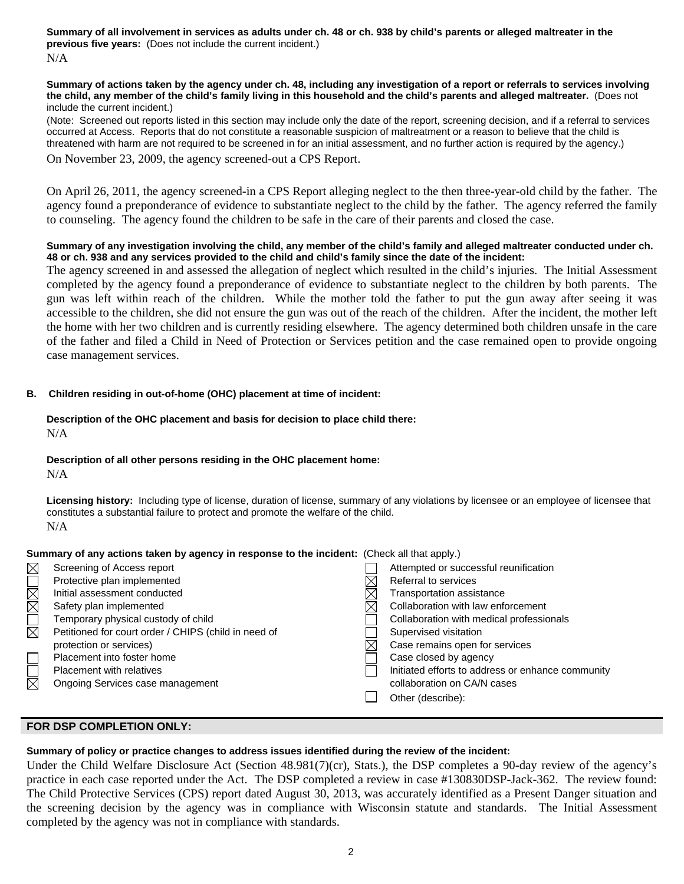**Summary of all involvement in services as adults under ch. 48 or ch. 938 by child's parents or alleged maltreater in the previous five years:** (Does not include the current incident.)

N/A

**Summary of actions taken by the agency under ch. 48, including any investigation of a report or referrals to services involving the child, any member of the child's family living in this household and the child's parents and alleged maltreater.** (Does not include the current incident.)

(Note: Screened out reports listed in this section may include only the date of the report, screening decision, and if a referral to services occurred at Access. Reports that do not constitute a reasonable suspicion of maltreatment or a reason to believe that the child is threatened with harm are not required to be screened in for an initial assessment, and no further action is required by the agency.)

On November 23, 2009, the agency screened-out a CPS Report.

On April 26, 2011, the agency screened-in a CPS Report alleging neglect to the then three-year-old child by the father. The agency found a preponderance of evidence to substantiate neglect to the child by the father. The agency referred the family to counseling. The agency found the children to be safe in the care of their parents and closed the case.

**Summary of any investigation involving the child, any member of the child's family and alleged maltreater conducted under ch. 48 or ch. 938 and any services provided to the child and child's family since the date of the incident:**

The agency screened in and assessed the allegation of neglect which resulted in the child's injuries. The Initial Assessment completed by the agency found a preponderance of evidence to substantiate neglect to the children by both parents. The gun was left within reach of the children. While the mother told the father to put the gun away after seeing it was accessible to the children, she did not ensure the gun was out of the reach of the children. After the incident, the mother left the home with her two children and is currently residing elsewhere. The agency determined both children unsafe in the care of the father and filed a Child in Need of Protection or Services petition and the case remained open to provide ongoing case management services.

**B. Children residing in out-of-home (OHC) placement at time of incident:**

**Description of the OHC placement and basis for decision to place child there:**

N/A

**Description of all other persons residing in the OHC placement home:**

N/A

**Licensing history:** Including type of license, duration of license, summary of any violations by licensee or an employee of licensee that constitutes a substantial failure to protect and promote the welfare of the child.

N/A

**Summary of any actions taken by agency in response to the incident:** (Check all that apply.)

- [x] Screening of Access report
- [ ] Protective plan implemented
- [x] Initial assessment conducted
- [x] Safety plan implemented
- [ ] Temporary physical custody of child
- [x] Petitioned for court order / CHIPS (child in need of protection or services)
- [ ] Placement into foster home
- [ ] Placement with relatives
- [x] Ongoing Services case management
- [ ] Attempted or successful reunification
- [x] Referral to services
- [x] Transportation assistance
- [x] Collaboration with law enforcement
- [ ] Collaboration with medical professionals
- [ ] Supervised visitation
- [x] Case remains open for services
- [ ] Case closed by agency
- [ ] Initiated efforts to address or enhance community collaboration on CA/N cases
- [ ] Other (describe):

## FOR DSP COMPLETION ONLY:

**Summary of policy or practice changes to address issues identified during the review of the incident:**

Under the Child Welfare Disclosure Act (Section 48.981(7)(cr), Stats.), the DSP completes a 90-day review of the agency's practice in each case reported under the Act. The DSP completed a review in case #130830DSP-Jack-362. The review found: The Child Protective Services (CPS) report dated August 30, 2013, was accurately identified as a Present Danger situation and the screening decision by the agency was in compliance with Wisconsin statute and standards. The Initial Assessment completed by the agency was not in compliance with standards.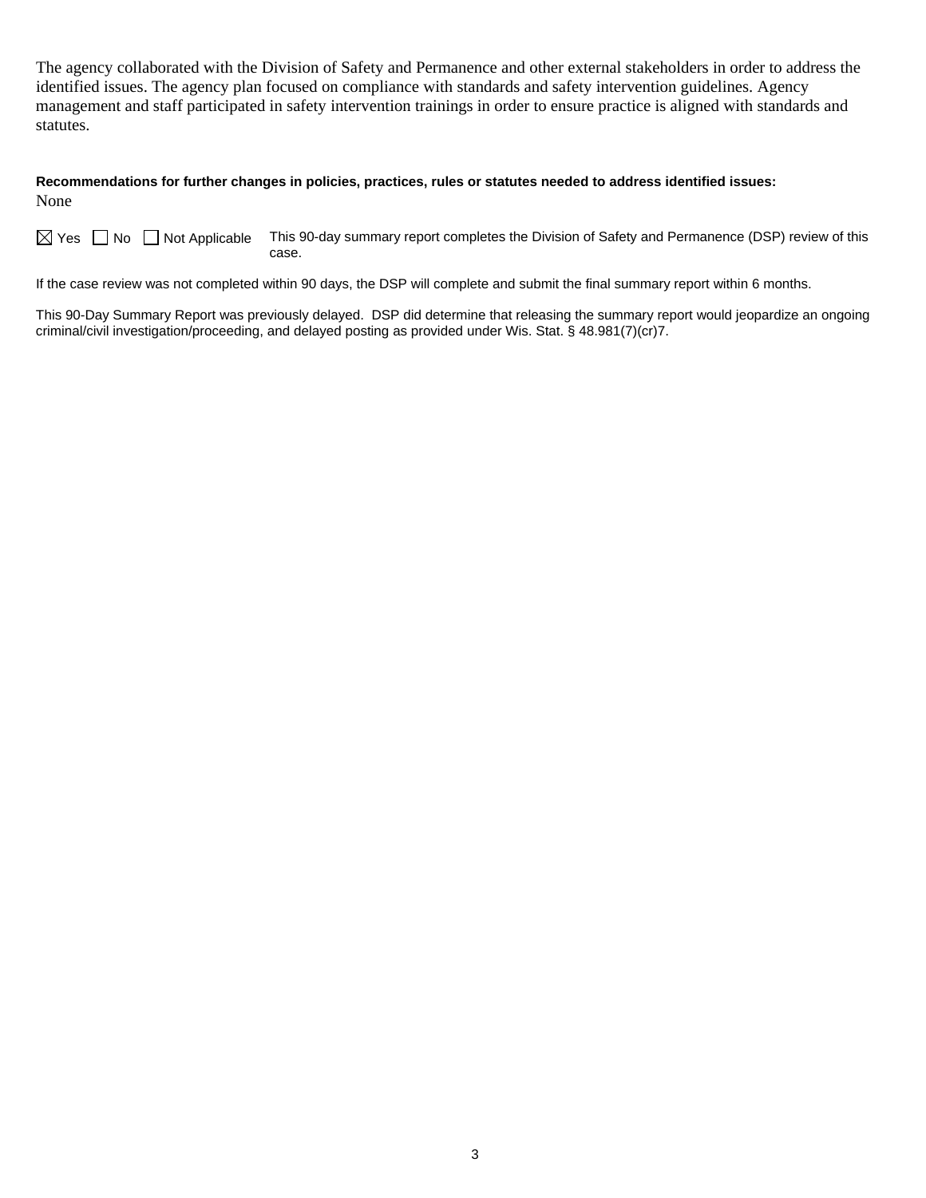The agency collaborated with the Division of Safety and Permanence and other external stakeholders in order to address the identified issues. The agency plan focused on compliance with standards and safety intervention guidelines. Agency management and staff participated in safety intervention trainings in order to ensure practice is aligned with standards and statutes.

**Recommendations for further changes in policies, practices, rules or statutes needed to address identified issues:**

None

☒ Yes ☐ No ☐ Not Applicable This 90-day summary report completes the Division of Safety and Permanence (DSP) review of this case.

If the case review was not completed within 90 days, the DSP will complete and submit the final summary report within 6 months.

This 90-Day Summary Report was previously delayed. DSP did determine that releasing the summary report would jeopardize an ongoing criminal/civil investigation/proceeding, and delayed posting as provided under Wis. Stat. § 48.981(7)(cr)7.